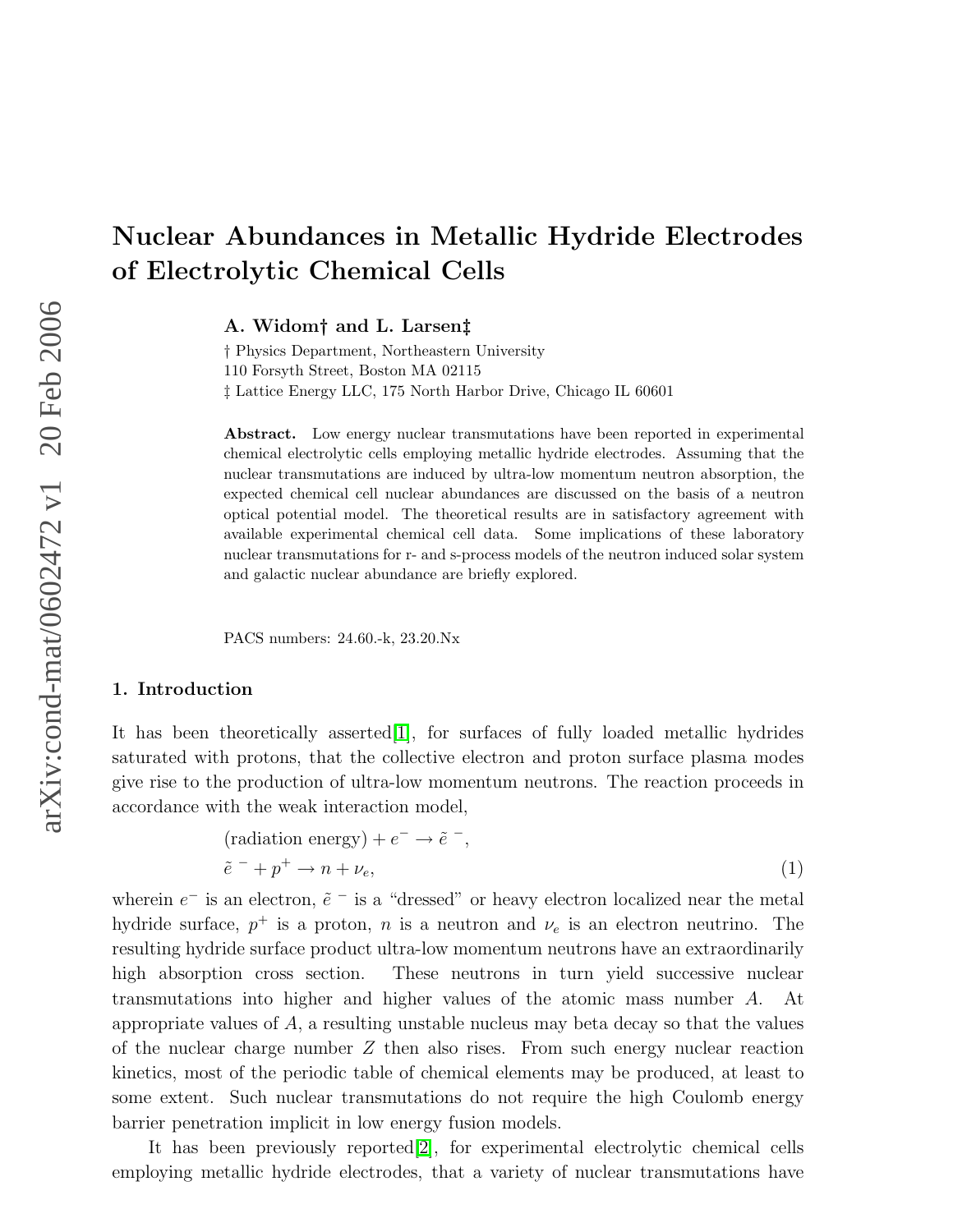# Nuclear Abundances in Metallic Hydride Electrodes of Electrolytic Chemical Cells

**A. Widom† and L. Larsen‡**

† Physics Department, Northeastern University
110 Forsyth Street, Boston MA 02115
‡ Lattice Energy LLC, 175 North Harbor Drive, Chicago IL 60601

**Abstract.** Low energy nuclear transmutations have been reported in experimental chemical electrolytic cells employing metallic hydride electrodes. Assuming that the nuclear transmutations are induced by ultra-low momentum neutron absorption, the expected chemical cell nuclear abundances are discussed on the basis of a neutron optical potential model. The theoretical results are in satisfactory agreement with available experimental chemical cell data. Some implications of these laboratory nuclear transmutations for r- and s-process models of the neutron induced solar system and galactic nuclear abundance are briefly explored.

PACS numbers: 24.60.-k, 23.20.Nx

## 1. Introduction

It has been theoretically asserted[1], for surfaces of fully loaded metallic hydrides saturated with protons, that the collective electron and proton surface plasma modes give rise to the production of ultra-low momentum neutrons. The reaction proceeds in accordance with the weak interaction model,

$$\begin{aligned}
&(\text{radiation energy}) + e^- \to \tilde{e}^{\,-}, \\
&\tilde{e}^{\,-} + p^+ \to n + \nu_e,
\end{aligned} \tag{1}$$

wherein $e^-$ is an electron, $\tilde{e}^{\,-}$ is a "dressed" or heavy electron localized near the metal hydride surface, $p^+$ is a proton, $n$ is a neutron and $\nu_e$ is an electron neutrino. The resulting hydride surface product ultra-low momentum neutrons have an extraordinarily high absorption cross section. These neutrons in turn yield successive nuclear transmutations into higher and higher values of the atomic mass number $A$. At appropriate values of $A$, a resulting unstable nucleus may beta decay so that the values of the nuclear charge number $Z$ then also rises. From such energy nuclear reaction kinetics, most of the periodic table of chemical elements may be produced, at least to some extent. Such nuclear transmutations do not require the high Coulomb energy barrier penetration implicit in low energy fusion models.

It has been previously reported[2], for experimental electrolytic chemical cells employing metallic hydride electrodes, that a variety of nuclear transmutations have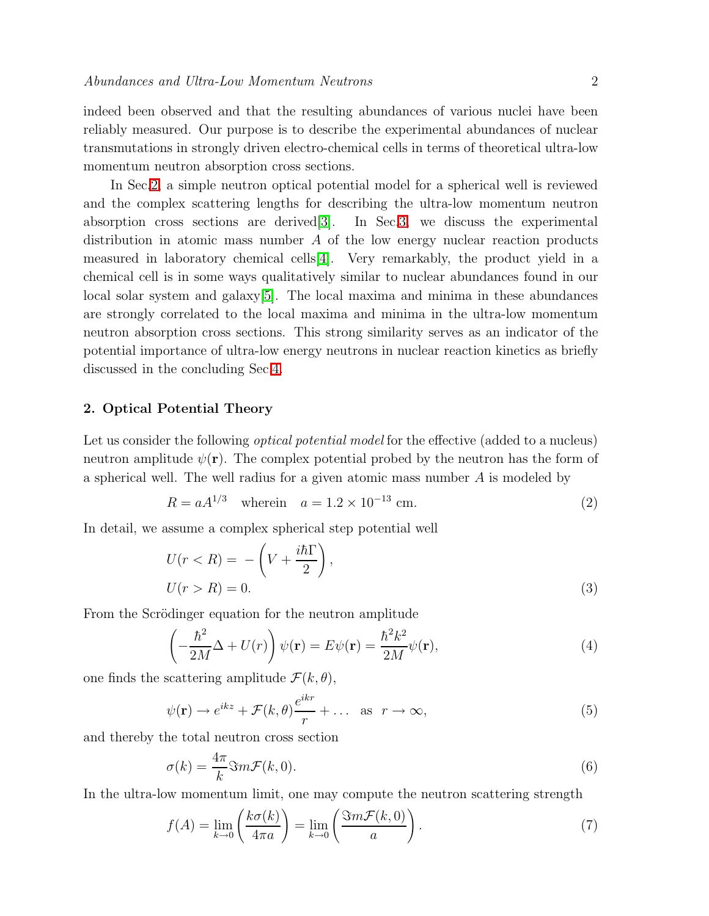indeed been observed and that the resulting abundances of various nuclei have been reliably measured. Our purpose is to describe the experimental abundances of nuclear transmutations in strongly driven electro-chemical cells in terms of theoretical ultra-low momentum neutron absorption cross sections.

In Sec.2 a simple neutron optical potential model for a spherical well is reviewed and the complex scattering lengths for describing the ultra-low momentum neutron absorption cross sections are derived[3]. In Sec.3 we discuss the experimental distribution in atomic mass number $A$ of the low energy nuclear reaction products measured in laboratory chemical cells[4]. Very remarkably, the product yield in a chemical cell is in some ways qualitatively similar to nuclear abundances found in our local solar system and galaxy[5]. The local maxima and minima in these abundances are strongly correlated to the local maxima and minima in the ultra-low momentum neutron absorption cross sections. This strong similarity serves as an indicator of the potential importance of ultra-low energy neutrons in nuclear reaction kinetics as briefly discussed in the concluding Sec.4.

## 2. Optical Potential Theory

Let us consider the following *optical potential model* for the effective (added to a nucleus) neutron amplitude $\psi(\mathbf{r})$. The complex potential probed by the neutron has the form of a spherical well. The well radius for a given atomic mass number $A$ is modeled by

$$R = aA^{1/3} \quad \text{wherein} \quad a = 1.2 \times 10^{-13}\ \text{cm}. \tag{2}$$

In detail, we assume a complex spherical step potential well

$$\begin{aligned} U(r<R) &= -\left(V + \frac{i\hbar\Gamma}{2}\right), \\ U(r>R) &= 0. \end{aligned} \tag{3}$$

From the Scrödinger equation for the neutron amplitude

$$\left(-\frac{\hbar^2}{2M}\Delta + U(r)\right)\psi(\mathbf{r}) = E\psi(\mathbf{r}) = \frac{\hbar^2 k^2}{2M}\psi(\mathbf{r}), \tag{4}$$

one finds the scattering amplitude $\mathcal{F}(k,\theta)$,

$$\psi(\mathbf{r}) \to e^{ikz} + \mathcal{F}(k,\theta)\frac{e^{ikr}}{r} + \ldots \quad \text{as} \quad r \to \infty, \tag{5}$$

and thereby the total neutron cross section

$$\sigma(k) = \frac{4\pi}{k}\Im m\mathcal{F}(k,0). \tag{6}$$

In the ultra-low momentum limit, one may compute the neutron scattering strength

$$f(A) = \lim_{k\to 0}\left(\frac{k\sigma(k)}{4\pi a}\right) = \lim_{k\to 0}\left(\frac{\Im m\mathcal{F}(k,0)}{a}\right). \tag{7}$$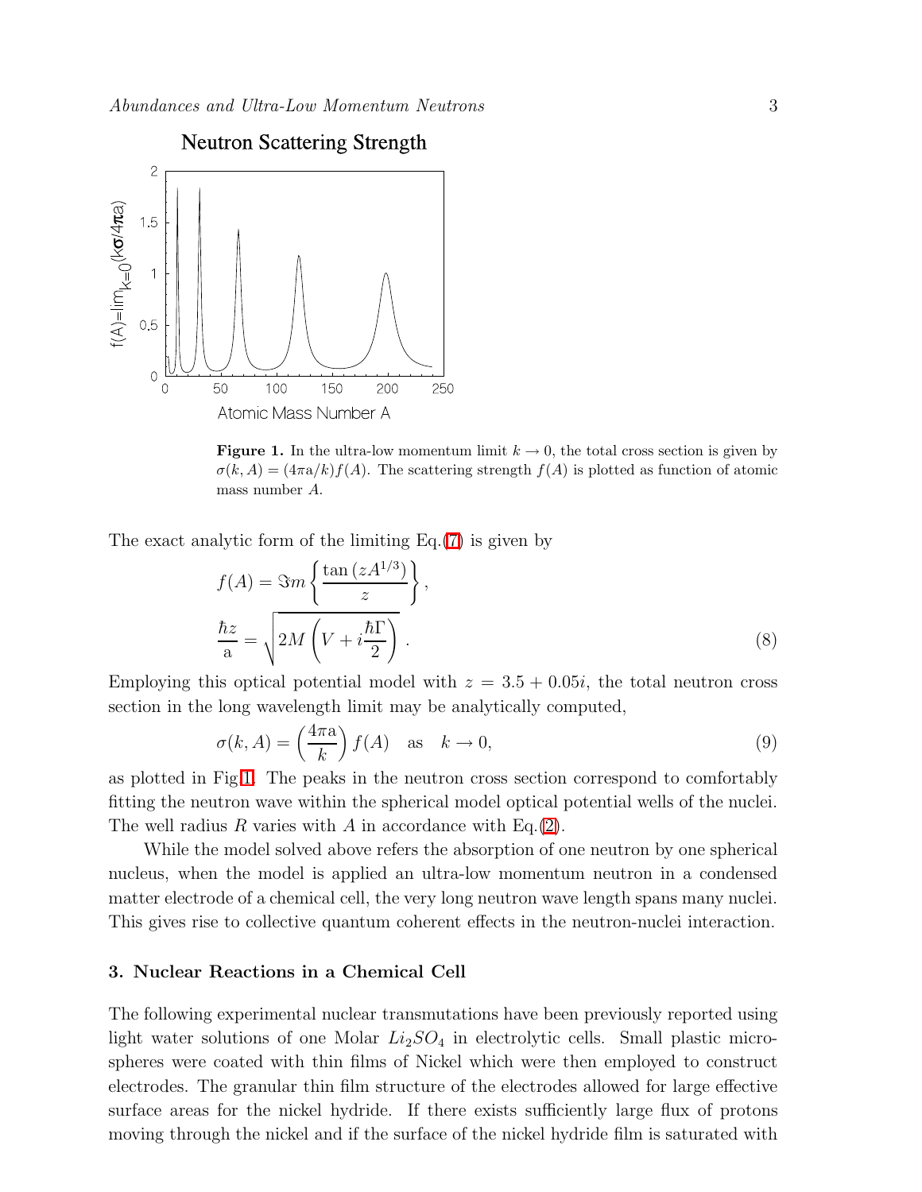**Figure 1.** In the ultra-low momentum limit $k \to 0$, the total cross section is given by $\sigma(k, A) = (4\pi \mathrm{a}/k) f(A)$. The scattering strength $f(A)$ is plotted as function of atomic mass number $A$.

The exact analytic form of the limiting Eq.(7) is given by

$$
\begin{aligned}
f(A) &= \Im m \left\{ \frac{\tan\left(zA^{1/3}\right)}{z} \right\}, \\
\frac{\hbar z}{\mathrm{a}} &= \sqrt{2M\left(V + i\frac{\hbar\Gamma}{2}\right)}\,.
\end{aligned}
\tag{8}
$$

Employing this optical potential model with $z = 3.5 + 0.05i$, the total neutron cross section in the long wavelength limit may be analytically computed,

$$
\sigma(k, A) = \left(\frac{4\pi \mathrm{a}}{k}\right) f(A) \quad \text{as} \quad k \to 0, \tag{9}
$$

as plotted in Fig.1. The peaks in the neutron cross section correspond to comfortably fitting the neutron wave within the spherical model optical potential wells of the nuclei. The well radius $R$ varies with $A$ in accordance with Eq.(2).

While the model solved above refers the absorption of one neutron by one spherical nucleus, when the model is applied an ultra-low momentum neutron in a condensed matter electrode of a chemical cell, the very long neutron wave length spans many nuclei. This gives rise to collective quantum coherent effects in the neutron-nuclei interaction.

## 3. Nuclear Reactions in a Chemical Cell

The following experimental nuclear transmutations have been previously reported using light water solutions of one Molar $Li_2SO_4$ in electrolytic cells. Small plastic micro-spheres were coated with thin films of Nickel which were then employed to construct electrodes. The granular thin film structure of the electrodes allowed for large effective surface areas for the nickel hydride. If there exists sufficiently large flux of protons moving through the nickel and if the surface of the nickel hydride film is saturated with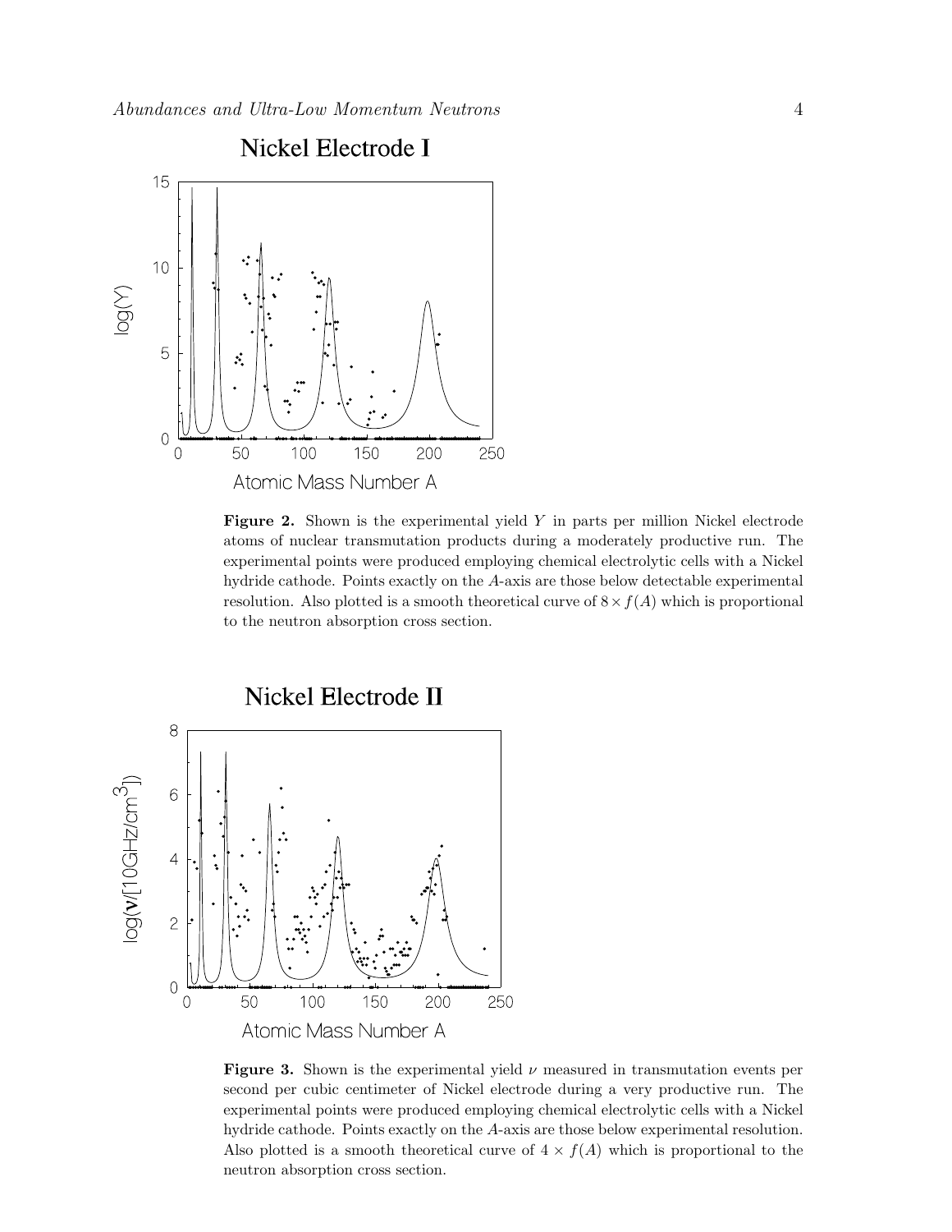**Figure 2.** Shown is the experimental yield $Y$ in parts per million Nickel electrode atoms of nuclear transmutation products during a moderately productive run. The experimental points were produced employing chemical electrolytic cells with a Nickel hydride cathode. Points exactly on the $A$-axis are those below detectable experimental resolution. Also plotted is a smooth theoretical curve of $8 \times f(A)$ which is proportional to the neutron absorption cross section.

**Figure 3.** Shown is the experimental yield $\nu$ measured in transmutation events per second per cubic centimeter of Nickel electrode during a very productive run. The experimental points were produced employing chemical electrolytic cells with a Nickel hydride cathode. Points exactly on the $A$-axis are those below experimental resolution. Also plotted is a smooth theoretical curve of $4 \times f(A)$ which is proportional to the neutron absorption cross section.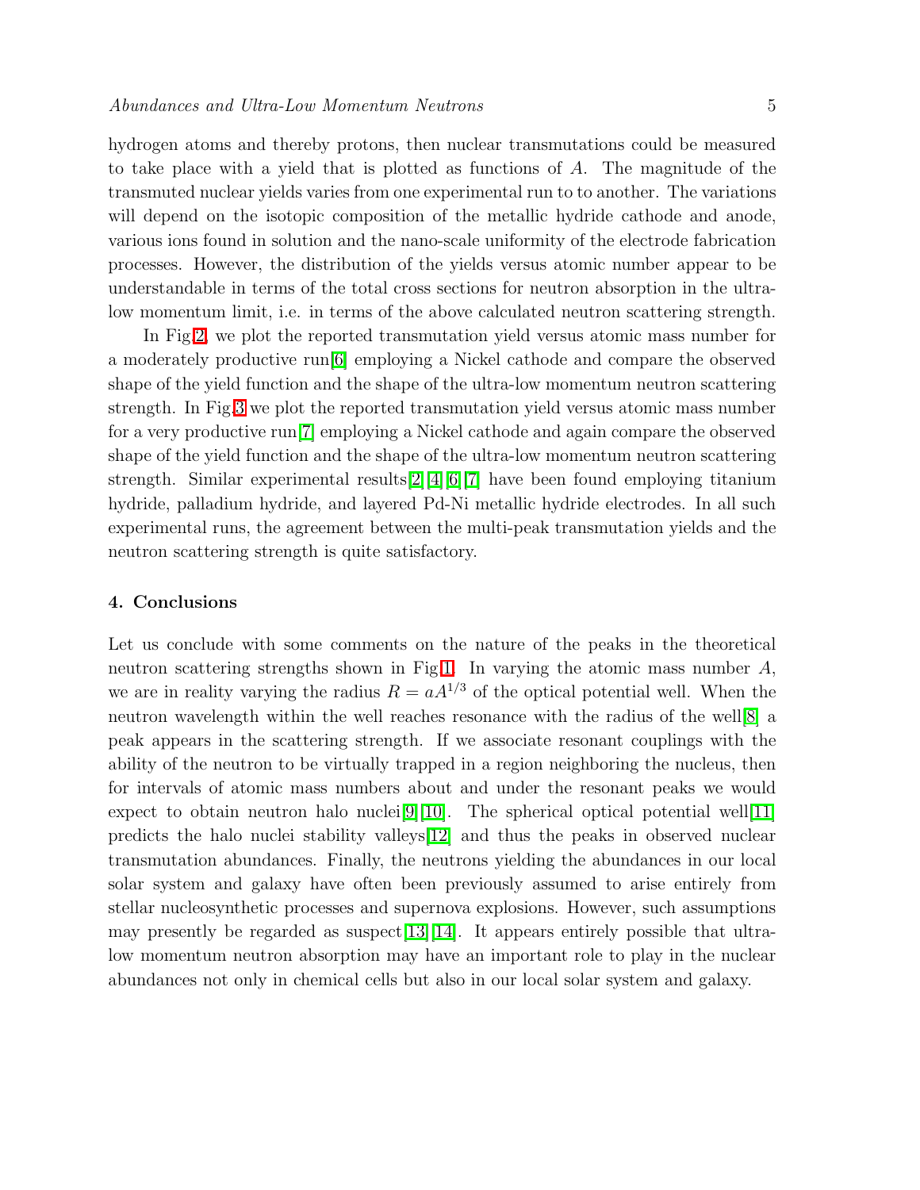hydrogen atoms and thereby protons, then nuclear transmutations could be measured to take place with a yield that is plotted as functions of $A$. The magnitude of the transmuted nuclear yields varies from one experimental run to to another. The variations will depend on the isotopic composition of the metallic hydride cathode and anode, various ions found in solution and the nano-scale uniformity of the electrode fabrication processes. However, the distribution of the yields versus atomic number appear to be understandable in terms of the total cross sections for neutron absorption in the ultra-low momentum limit, i.e. in terms of the above calculated neutron scattering strength.

In Fig.2, we plot the reported transmutation yield versus atomic mass number for a moderately productive run[6] employing a Nickel cathode and compare the observed shape of the yield function and the shape of the ultra-low momentum neutron scattering strength. In Fig.3 we plot the reported transmutation yield versus atomic mass number for a very productive run[7] employing a Nickel cathode and again compare the observed shape of the yield function and the shape of the ultra-low momentum neutron scattering strength. Similar experimental results[2][4][6][7] have been found employing titanium hydride, palladium hydride, and layered Pd-Ni metallic hydride electrodes. In all such experimental runs, the agreement between the multi-peak transmutation yields and the neutron scattering strength is quite satisfactory.

## 4. Conclusions

Let us conclude with some comments on the nature of the peaks in the theoretical neutron scattering strengths shown in Fig.1. In varying the atomic mass number $A$, we are in reality varying the radius $R = aA^{1/3}$ of the optical potential well. When the neutron wavelength within the well reaches resonance with the radius of the well[8] a peak appears in the scattering strength. If we associate resonant couplings with the ability of the neutron to be virtually trapped in a region neighboring the nucleus, then for intervals of atomic mass numbers about and under the resonant peaks we would expect to obtain neutron halo nuclei[9][10]. The spherical optical potential well[11] predicts the halo nuclei stability valleys[12] and thus the peaks in observed nuclear transmutation abundances. Finally, the neutrons yielding the abundances in our local solar system and galaxy have often been previously assumed to arise entirely from stellar nucleosynthetic processes and supernova explosions. However, such assumptions may presently be regarded as suspect[13][14]. It appears entirely possible that ultra-low momentum neutron absorption may have an important role to play in the nuclear abundances not only in chemical cells but also in our local solar system and galaxy.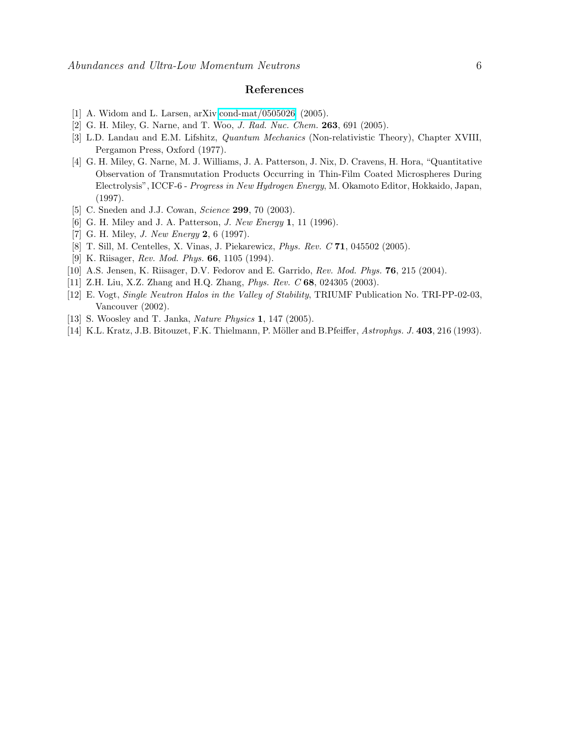## References

[1] A. Widom and L. Larsen, arXiv cond-mat/0505026 (2005).

[2] G. H. Miley, G. Narne, and T. Woo, *J. Rad. Nuc. Chem.* **263**, 691 (2005).

[3] L.D. Landau and E.M. Lifshitz, *Quantum Mechanics* (Non-relativistic Theory), Chapter XVIII, Pergamon Press, Oxford (1977).

[4] G. H. Miley, G. Narne, M. J. Williams, J. A. Patterson, J. Nix, D. Cravens, H. Hora, "Quantitative Observation of Transmutation Products Occurring in Thin-Film Coated Microspheres During Electrolysis", ICCF-6 - *Progress in New Hydrogen Energy*, M. Okamoto Editor, Hokkaido, Japan, (1997).

[5] C. Sneden and J.J. Cowan, *Science* **299**, 70 (2003).

[6] G. H. Miley and J. A. Patterson, *J. New Energy* **1**, 11 (1996).

[7] G. H. Miley, *J. New Energy* **2**, 6 (1997).

[8] T. Sill, M. Centelles, X. Vinas, J. Piekarewicz, *Phys. Rev. C* **71**, 045502 (2005).

[9] K. Riisager, *Rev. Mod. Phys.* **66**, 1105 (1994).

[10] A.S. Jensen, K. Riisager, D.V. Fedorov and E. Garrido, *Rev. Mod. Phys.* **76**, 215 (2004).

[11] Z.H. Liu, X.Z. Zhang and H.Q. Zhang, *Phys. Rev. C* **68**, 024305 (2003).

[12] E. Vogt, *Single Neutron Halos in the Valley of Stability*, TRIUMF Publication No. TRI-PP-02-03, Vancouver (2002).

[13] S. Woosley and T. Janka, *Nature Physics* **1**, 147 (2005).

[14] K.L. Kratz, J.B. Bitouzet, F.K. Thielmann, P. Möller and B.Pfeiffer, *Astrophys. J.* **403**, 216 (1993).